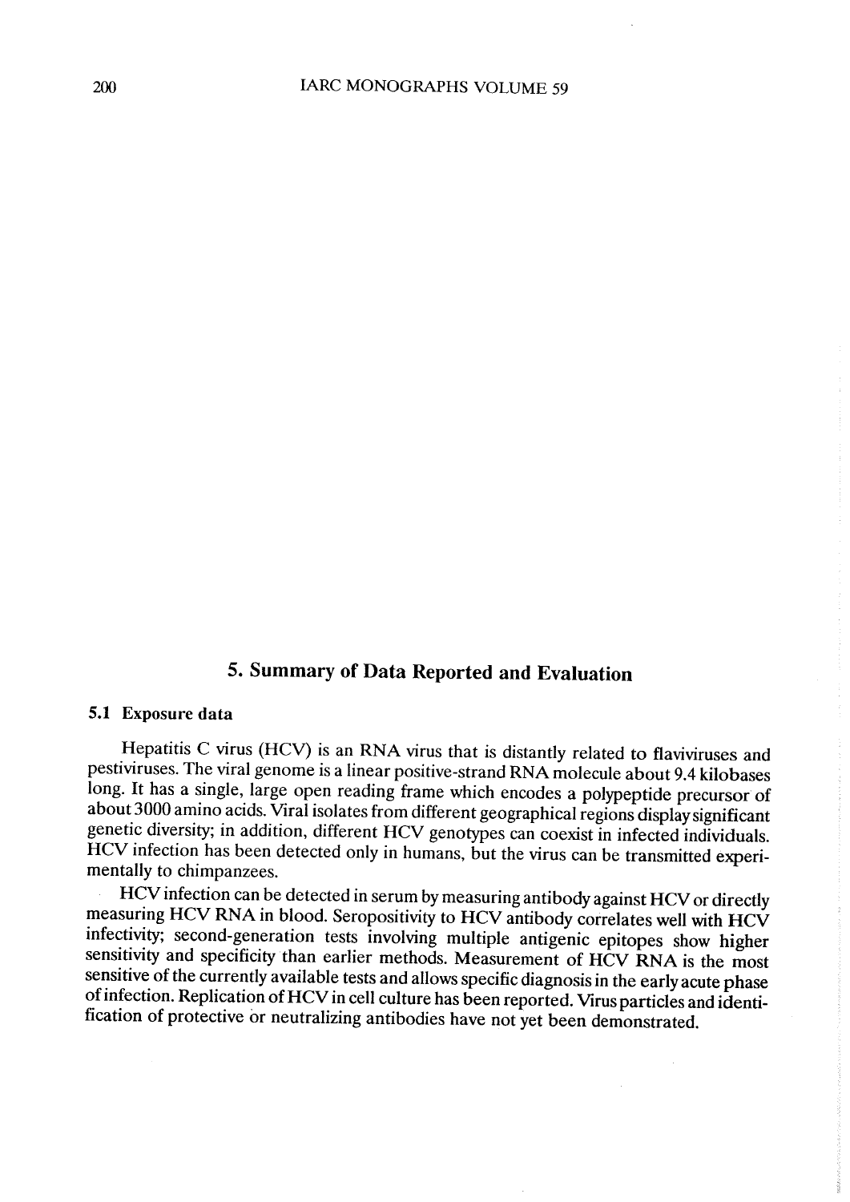## 5. Summary of Data Reported and Evaluation

### 5.1 Exposure data

Hepatitis C virus (HCV) is an RNA virus that is distantly related to flaviviruses and pestiviruses. The viral genome is a linear positive-strand RNA molecule about 9.4 kilobases long. It has a single, large open reading frame which encodes a polypeptide precursor of about 3000 amino acids. Viral isolates from different geographical regions display significant genetic diversity; in addition, different HCV genotypes can coexist in infected individuals. HCV infection has been detected only in humans, but the virus can be transmitted experimentally to chimpanzees.

HCV infection can be detected in serum by measuring antibody against HCV or directly measuring HCV RNA in blood. Seropositivity to HCV antibody correlates well with HCV infectivity; second-generation tests involving multiple antigenic epitopes show higher sensitivity and specificity than earlier methods. Measurement of HCV RNA is the most sensitive of the currently available tests and allows specific diagnosis in the early acute phase of infection. Replication of HCV in cell culture has been reported. Virus particles and identification of protective or neutralizing antibodies have not yet been demonstrated.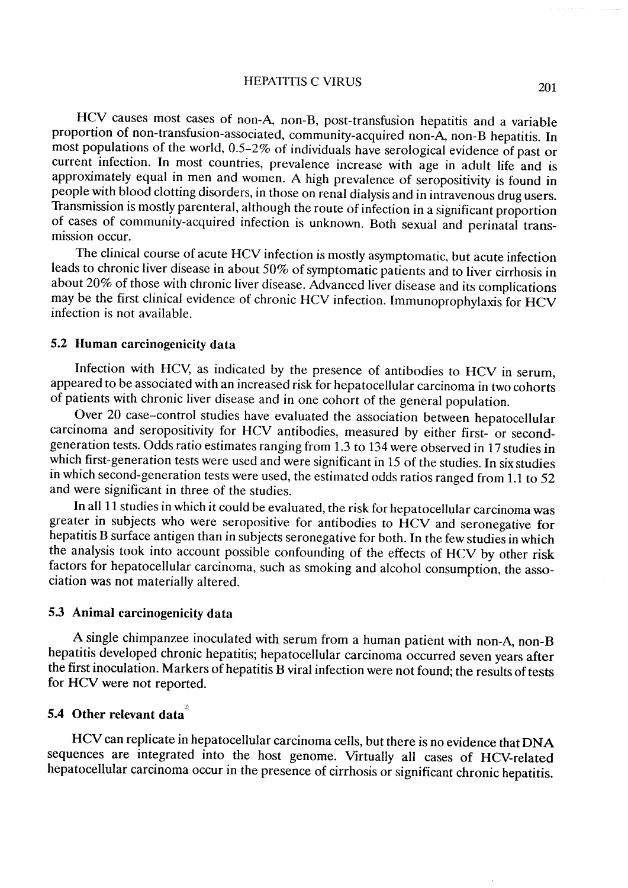HCV causes most cases of non-A, non-B, post-transfusion hepatitis and a variable proportion of non-transfusion-associated, community-acquired non-A, non-B hepatitis. In most populations of the world, 0.5–2% of individuals have serological evidence of past or current infection. In most countries, prevalence increase with age in adult life and is approximately equal in men and women. A high prevalence of seropositivity is found in people with blood clotting disorders, in those on renal dialysis and in intravenous drug users. Transmission is mostly parenteral, although the route of infection in a significant proportion of cases of community-acquired infection is unknown. Both sexual and perinatal transmission occur.

The clinical course of acute HCV infection is mostly asymptomatic, but acute infection leads to chronic liver disease in about 50% of symptomatic patients and to liver cirrhosis in about 20% of those with chronic liver disease. Advanced liver disease and its complications may be the first clinical evidence of chronic HCV infection. Immunoprophylaxis for HCV infection is not available.

### 5.2 Human carcinogenicity data

Infection with HCV, as indicated by the presence of antibodies to HCV in serum, appeared to be associated with an increased risk for hepatocellular carcinoma in two cohorts of patients with chronic liver disease and in one cohort of the general population.

Over 20 case–control studies have evaluated the association between hepatocellular carcinoma and seropositivity for HCV antibodies, measured by either first- or second-generation tests. Odds ratio estimates ranging from 1.3 to 134 were observed in 17 studies in which first-generation tests were used and were significant in 15 of the studies. In six studies in which second-generation tests were used, the estimated odds ratios ranged from 1.1 to 52 and were significant in three of the studies.

In all 11 studies in which it could be evaluated, the risk for hepatocellular carcinoma was greater in subjects who were seropositive for antibodies to HCV and seronegative for hepatitis B surface antigen than in subjects seronegative for both. In the few studies in which the analysis took into account possible confounding of the effects of HCV by other risk factors for hepatocellular carcinoma, such as smoking and alcohol consumption, the association was not materially altered.

### 5.3 Animal carcinogenicity data

A single chimpanzee inoculated with serum from a human patient with non-A, non-B hepatitis developed chronic hepatitis; hepatocellular carcinoma occurred seven years after the first inoculation. Markers of hepatitis B viral infection were not found; the results of tests for HCV were not reported.

### 5.4 Other relevant data

HCV can replicate in hepatocellular carcinoma cells, but there is no evidence that DNA sequences are integrated into the host genome. Virtually all cases of HCV-related hepatocellular carcinoma occur in the presence of cirrhosis or significant chronic hepatitis.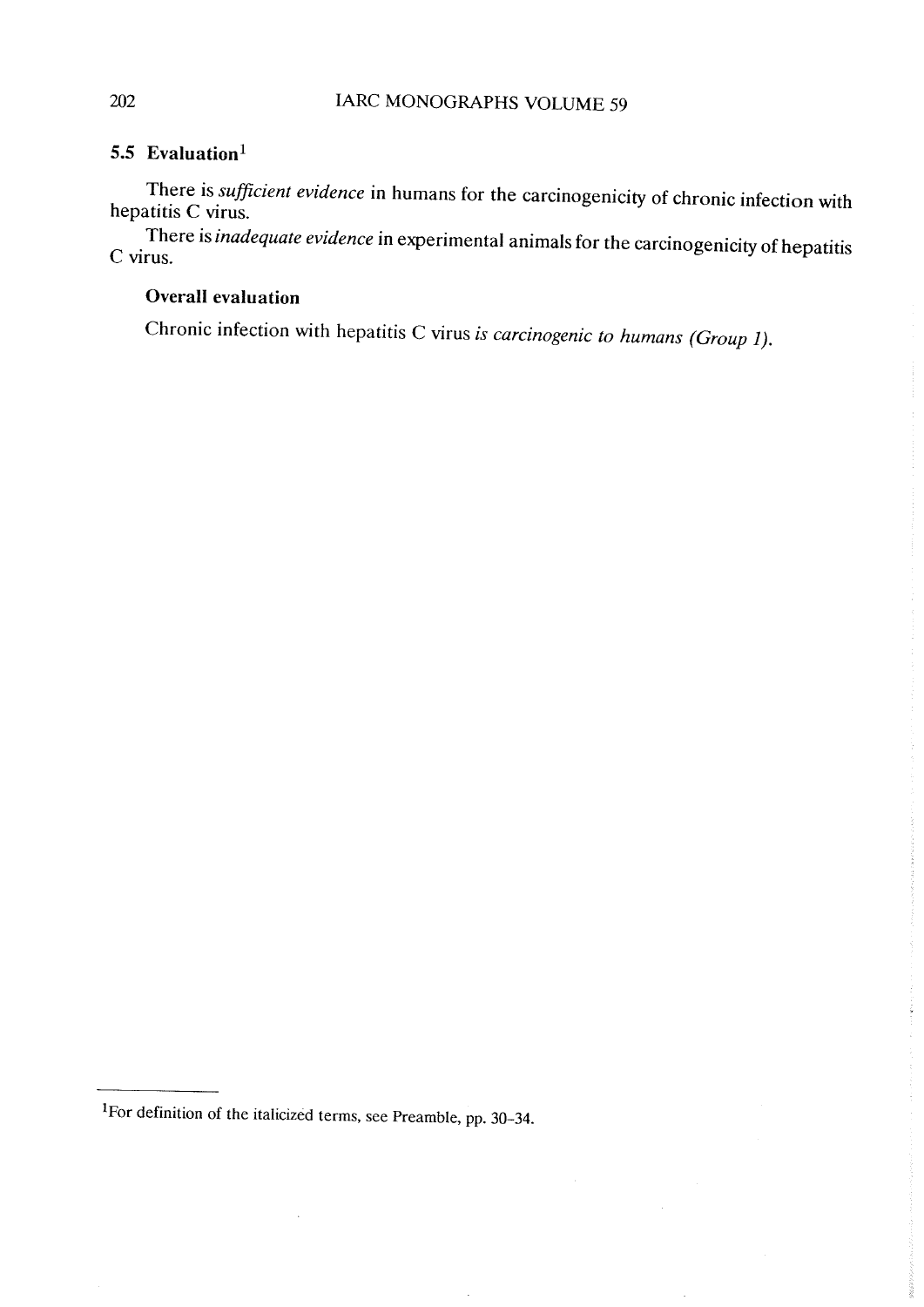### 5.5 Evaluation[1]

There is *sufficient evidence* in humans for the carcinogenicity of chronic infection with hepatitis C virus.

There is *inadequate evidence* in experimental animals for the carcinogenicity of hepatitis C virus.

#### Overall evaluation

Chronic infection with hepatitis C virus *is carcinogenic to humans (Group 1).*

---

[1]For definition of the italicized terms, see Preamble, pp. 30–34.